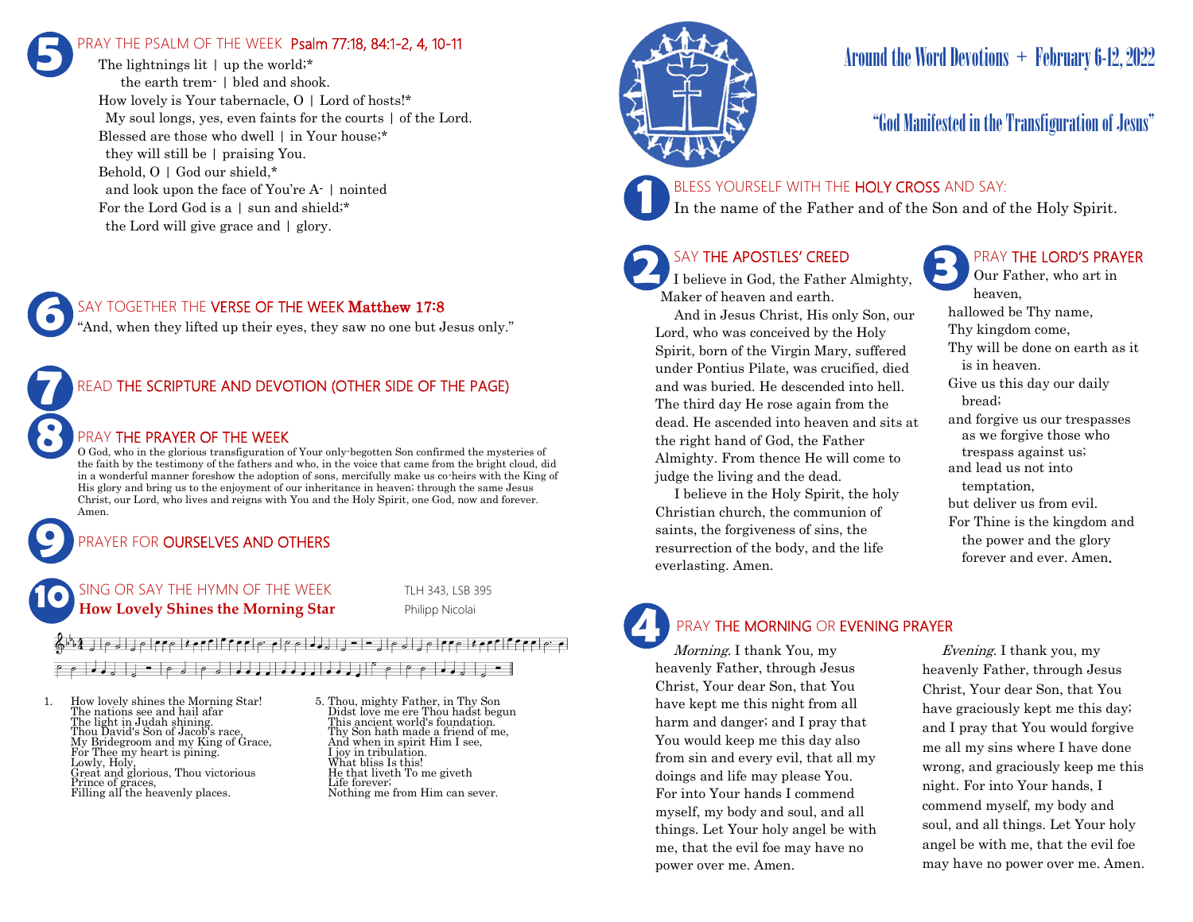# Around the Word Devotions + February 6-12, 2022

## "God Manifested in the Transfiguration of Jesus"

### 1 BLESS YOURSELF WITH THE HOLY CROSS AND SAY:

In the name of the Father and of the Son and of the Holy Spirit.

### 2 SAY THE APOSTLES' CREED

I believe in God, the Father Almighty, Maker of heaven and earth.

And in Jesus Christ, His only Son, our Lord, who was conceived by the Holy Spirit, born of the Virgin Mary, suffered under Pontius Pilate, was crucified, died and was buried. He descended into hell. The third day He rose again from the dead. He ascended into heaven and sits at the right hand of God, the Father Almighty. From thence He will come to judge the living and the dead.

I believe in the Holy Spirit, the holy Christian church, the communion of saints, the forgiveness of sins, the resurrection of the body, and the life everlasting. Amen.

### 3 PRAY THE LORD'S PRAYER

Our Father, who art in heaven,
hallowed be Thy name,
Thy kingdom come,
Thy will be done on earth as it is in heaven.
Give us this day our daily bread;
and forgive us our trespasses as we forgive those who trespass against us;
and lead us not into temptation,
but deliver us from evil.
For Thine is the kingdom and the power and the glory forever and ever. Amen.

### 4 PRAY THE MORNING OR EVENING PRAYER

*Morning.* I thank You, my heavenly Father, through Jesus Christ, Your dear Son, that You have kept me this night from all harm and danger; and I pray that You would keep me this day also from sin and every evil, that all my doings and life may please You. For into Your hands I commend myself, my body and soul, and all things. Let Your holy angel be with me, that the evil foe may have no power over me. Amen.

*Evening.* I thank you, my heavenly Father, through Jesus Christ, Your dear Son, that You have graciously kept me this day; and I pray that You would forgive me all my sins where I have done wrong, and graciously keep me this night. For into Your hands, I commend myself, my body and soul, and all things. Let Your holy angel be with me, that the evil foe may have no power over me. Amen.

### 5 PRAY THE PSALM OF THE WEEK Psalm 77:18, 84:1-2, 4, 10-11

The lightnings lit | up the world;*
the earth trem- | bled and shook.
How lovely is Your tabernacle, O | Lord of hosts!*
My soul longs, yes, even faints for the courts | of the Lord.
Blessed are those who dwell | in Your house;*
they will still be | praising You.
Behold, O | God our shield,*
and look upon the face of You're A- | nointed
For the Lord God is a | sun and shield;*
the Lord will give grace and | glory.

### 6 SAY TOGETHER THE VERSE OF THE WEEK Matthew 17:8

"And, when they lifted up their eyes, they saw no one but Jesus only."

### 7 READ THE SCRIPTURE AND DEVOTION (OTHER SIDE OF THE PAGE)

### 8 PRAY THE PRAYER OF THE WEEK

O God, who in the glorious transfiguration of Your only-begotten Son confirmed the mysteries of the faith by the testimony of the fathers and who, in the voice that came from the bright cloud, did in a wonderful manner foreshow the adoption of sons, mercifully make us co-heirs with the King of His glory and bring us to the enjoyment of our inheritance in heaven; through the same Jesus Christ, our Lord, who lives and reigns with You and the Holy Spirit, one God, now and forever. Amen.

### 9 PRAYER FOR OURSELVES AND OTHERS

### 10 SING OR SAY THE HYMN OF THE WEEK

**How Lovely Shines the Morning Star** — TLH 343, LSB 395 — Philipp Nicolai

1. How lovely shines the Morning Star!
The nations see and hail afar
The light in Judah shining.
Thou David's Son of Jacob's race,
My Bridegroom and my King of Grace,
For Thee my heart is pining.
Lowly, Holy,
Great and glorious, Thou victorious
Prince of graces,
Filling all the heavenly places.

5. Thou, mighty Father, in Thy Son
Didst love me ere Thou hadst begun
This ancient world's foundation.
Thy Son hath made a friend of me,
And when in spirit Him I see,
I joy in tribulation.
What bliss Is this!
He that liveth To me giveth
Life forever;
Nothing me from Him can sever.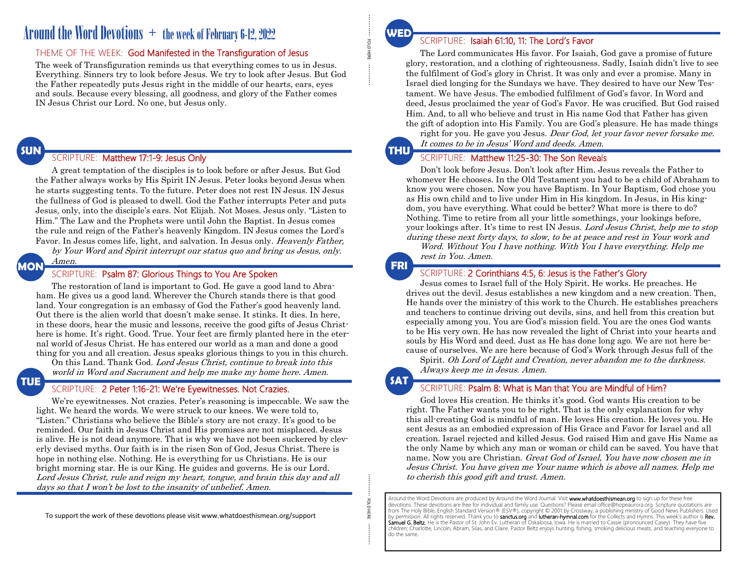# Around the Word Devotions + the week of February 6-12, 2022

THEME OF THE WEEK: **God Manifested in the Transfiguration of Jesus**

The week of Transfiguration reminds us that everything comes to us in Jesus. Everything. Sinners try to look before Jesus. We try to look after Jesus. But God the Father repeatedly puts Jesus right in the middle of our hearts, ears, eyes and souls. Because every blessing, all goodness, and glory of the Father comes IN Jesus Christ our Lord. No one, but Jesus only.

## SUN

SCRIPTURE: **Matthew 17:1-9: Jesus Only**

A great temptation of the disciples is to look before or after Jesus. But God the Father always works by His Spirit IN Jesus. Peter looks beyond Jesus when he starts suggesting tents. To the future. Peter does not rest IN Jesus. IN Jesus the fullness of God is pleased to dwell. God the Father interrupts Peter and puts Jesus, only, into the disciple's ears. Not Elijah. Not Moses. Jesus only. "Listen to Him." The Law and the Prophets were until John the Baptist. In Jesus comes the rule and reign of the Father's heavenly Kingdom. IN Jesus comes the Lord's Favor. In Jesus comes life, light, and salvation. In Jesus only. *Heavenly Father, by Your Word and Spirit interrupt our status quo and bring us Jesus, only. Amen.*

## MON

SCRIPTURE: **Psalm 87: Glorious Things to You Are Spoken**

The restoration of land is important to God. He gave a good land to Abraham. He gives us a good land. Wherever the Church stands there is that good land. Your congregation is an embassy of God the Father's good heavenly land. Out there is the alien world that doesn't make sense. It stinks. It dies. In here, in these doors, hear the music and lessons, receive the good gifts of Jesus Christ-here is home. It's right. Good. True. Your feet are firmly planted here in the eternal world of Jesus Christ. He has entered our world as a man and done a good thing for you and all creation. Jesus speaks glorious things to you in this church. On this Land. Thank God. *Lord Jesus Christ, continue to break into this world in Word and Sacrament and help me make my home here. Amen.*

## TUE

SCRIPTURE: **2 Peter 1:16-21: We're Eyewitnesses. Not Crazies.**

We're eyewitnesses. Not crazies. Peter's reasoning is impeccable. We saw the light. We heard the words. We were struck to our knees. We were told to, "Listen." Christians who believe the Bible's story are not crazy. It's good to be reminded. Our faith in Jesus Christ and His promises are not misplaced. Jesus is alive. He is not dead anymore. That is why we have not been suckered by cleverly devised myths. Our faith is in the risen Son of God, Jesus Christ. There is hope in nothing else. Nothing. He is everything for us Christians. He is our bright morning star. He is our King. He guides and governs. He is our Lord. *Lord Jesus Christ, rule and reign my heart, tongue, and brain this day and all days so that I won't be lost to the insanity of unbelief. Amen.*

To support the work of these devotions please visit www.whatdoesthismean.org/support

## WED

SCRIPTURE: **Isaiah 61:10, 11: The Lord's Favor**

The Lord communicates His favor. For Isaiah, God gave a promise of future glory, restoration, and a clothing of righteousness. Sadly, Isaiah didn't live to see the fulfilment of God's glory in Christ. It was only and ever a promise. Many in Israel died longing for the Sundays we have. They desired to have our New Testament. We have Jesus. The embodied fulfilment of God's favor. In Word and deed, Jesus proclaimed the year of God's Favor. He was crucified. But God raised Him. And, to all who believe and trust in His name God that Father has given the gift of adoption into His Family. You are God's pleasure. He has made things right for you. He gave you Jesus. *Dear God, let your favor never forsake me. It comes to be in Jesus' Word and deeds. Amen.*

## THU

SCRIPTURE: **Matthew 11:25-30: The Son Reveals**

Don't look before Jesus. Don't look after Him. Jesus reveals the Father to whomever He chooses. In the Old Testament you had to be a child of Abraham to know you were chosen. Now you have Baptism. In Your Baptism, God chose you as His own child and to live under Him in His kingdom. In Jesus, in His kingdom, you have everything. What could be better? What more is there to do? Nothing. Time to retire from all your little somethings, your lookings before, your lookings after. It's time to rest IN Jesus. *Lord Jesus Christ, help me to stop during these next forty days, to slow, to be at peace and rest in Your work and Word. Without You I have nothing. With You I have everything. Help me rest in You. Amen.*

## FRI

SCRIPTURE: **2 Corinthians 4:5, 6: Jesus is the Father's Glory**

Jesus comes to Israel full of the Holy Spirit. He works. He preaches. He drives out the devil. Jesus establishes a new kingdom and a new creation. Then, He hands over the ministry of this work to the Church. He establishes preachers and teachers to continue driving out devils, sins, and hell from this creation but especially among you. You are God's mission field. You are the ones God wants to be His very own. He has now revealed the light of Christ into your hearts and souls by His Word and deed. Just as He has done long ago. We are not here because of ourselves. We are here because of God's Work through Jesus full of the Spirit. *Oh Lord of Light and Creation, never abandon me to the darkness. Always keep me in Jesus. Amen.*

## SAT

SCRIPTURE: **Psalm 8: What is Man that You are Mindful of Him?**

God loves His creation. He thinks it's good. God wants His creation to be right. The Father wants you to be right. That is the only explanation for why this all-creating God is mindful of man. He loves His creation. He loves you. He sent Jesus as an embodied expression of His Grace and Favor for Israel and all creation. Israel rejected and killed Jesus. God raised Him and gave His Name as the only Name by which any man or woman or child can be saved. You have that name. Now you are Christian. *Great God of Israel, You have now chosen me in Jesus Christ. You have given me Your name which is above all names. Help me to cherish this good gift and trust. Amen.*

Around the Word Devotions are produced by Around the Word Journal. Visit **www.whatdoesthismean.org** to sign up for these free devotions. These devotions are free for individual and family use. Questions? Please email office@hopeaurora.org. Scripture quotations are from The Holy Bible, English Standard Version® (ESV®), copyright © 2001 by Crossway, a publishing ministry of Good News Publishers. Used by permission. All rights reserved. Thank you to **sanctus.org** and **lutheran-hymnal.com** for the Collects and Hymns. This week's author is **Rev. Samuel G. Beltz.** He is the Pastor of St. John Ev. Lutheran of Oskaloosa, Iowa. He is married to Cassie (pronounced Casey). They have five children; Charlotte, Lincoln, Abram, Silas, and Claire. Pastor Beltz enjoys hunting, fishing, smoking delicious meats, and teaching everyone to do the same.